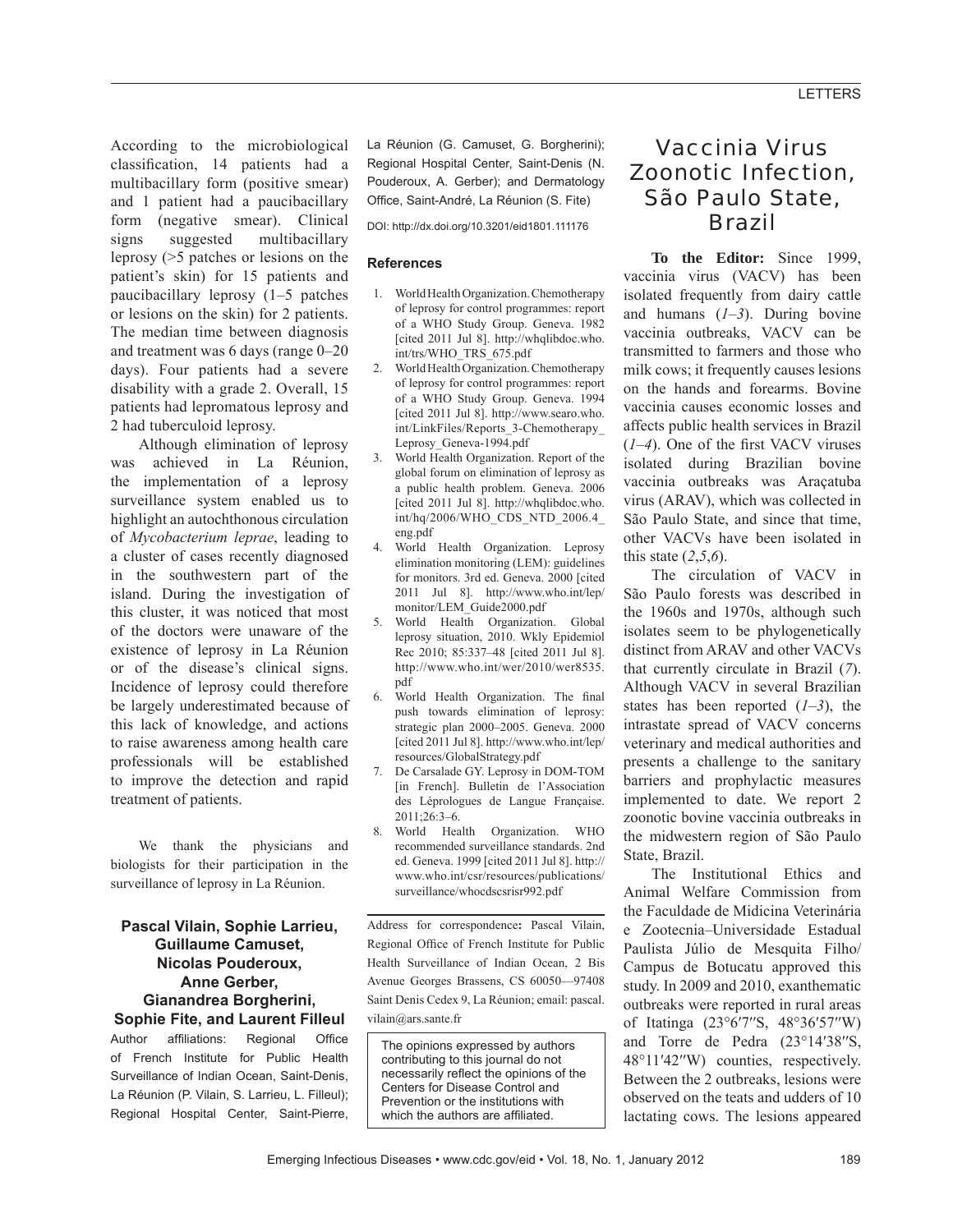According to the microbiological classification, 14 patients had a multibacillary form (positive smear) and 1 patient had a paucibacillary form (negative smear). Clinical signs suggested multibacillary leprosy (>5 patches or lesions on the patient's skin) for 15 patients and paucibacillary leprosy (1–5 patches or lesions on the skin) for 2 patients. The median time between diagnosis and treatment was 6 days (range 0–20 days). Four patients had a severe disability with a grade 2. Overall, 15 patients had lepromatous leprosy and 2 had tuberculoid leprosy.

Although elimination of leprosy was achieved in La Réunion, the implementation of a leprosy surveillance system enabled us to highlight an autochthonous circulation of *Mycobacterium leprae*, leading to a cluster of cases recently diagnosed in the southwestern part of the island. During the investigation of this cluster, it was noticed that most of the doctors were unaware of the existence of leprosy in La Réunion or of the disease's clinical signs. Incidence of leprosy could therefore be largely underestimated because of this lack of knowledge, and actions to raise awareness among health care professionals will be established to improve the detection and rapid treatment of patients.

We thank the physicians and biologists for their participation in the surveillance of leprosy in La Réunion.

**Pascal Vilain, Sophie Larrieu, Guillaume Camuset, Nicolas Pouderoux, Anne Gerber, Gianandrea Borgherini, Sophie Fite, and Laurent Filleul**

Author affiliations: Regional Office of French Institute for Public Health Surveillance of Indian Ocean, Saint-Denis, La Réunion (P. Vilain, S. Larrieu, L. Filleul); Regional Hospital Center, Saint-Pierre, La Réunion (G. Camuset, G. Borgherini); Regional Hospital Center, Saint-Denis (N. Pouderoux, A. Gerber); and Dermatology Office, Saint-André, La Réunion (S. Fite)

DOI: http://dx.doi.org/10.3201/eid1801.111176

### References

1. World Health Organization. Chemotherapy of leprosy for control programmes: report of a WHO Study Group. Geneva. 1982 [cited 2011 Jul 8]. http://whqlibdoc.who.int/trs/WHO_TRS_675.pdf
2. World Health Organization. Chemotherapy of leprosy for control programmes: report of a WHO Study Group. Geneva. 1994 [cited 2011 Jul 8]. http://www.searo.who.int/LinkFiles/Reports_3-Chemotherapy_Leprosy_Geneva-1994.pdf
3. World Health Organization. Report of the global forum on elimination of leprosy as a public health problem. Geneva. 2006 [cited 2011 Jul 8]. http://whqlibdoc.who.int/hq/2006/WHO_CDS_NTD_2006.4_eng.pdf
4. World Health Organization. Leprosy elimination monitoring (LEM): guidelines for monitors. 3rd ed. Geneva. 2000 [cited 2011 Jul 8]. http://www.who.int/lep/monitor/LEM_Guide2000.pdf
5. World Health Organization. Global leprosy situation, 2010. Wkly Epidemiol Rec 2010; 85:337–48 [cited 2011 Jul 8]. http://www.who.int/wer/2010/wer8535.pdf
6. World Health Organization. The final push towards elimination of leprosy: strategic plan 2000–2005. Geneva. 2000 [cited 2011 Jul 8]. http://www.who.int/lep/resources/GlobalStrategy.pdf
7. De Carsalade GY. Leprosy in DOM-TOM [in French]. Bulletin de l'Association des Léprologues de Langue Française. 2011;26:3–6.
8. World Health Organization. WHO recommended surveillance standards. 2nd ed. Geneva. 1999 [cited 2011 Jul 8]. http://www.who.int/csr/resources/publications/surveillance/whocdscsrisr992.pdf

Address for correspondence**:** Pascal Vilain, Regional Office of French Institute for Public Health Surveillance of Indian Ocean, 2 Bis Avenue Georges Brassens, CS 60050—97408 Saint Denis Cedex 9, La Réunion; email: pascal.vilain@ars.sante.fr

The opinions expressed by authors contributing to this journal do not necessarily reflect the opinions of the Centers for Disease Control and Prevention or the institutions with which the authors are affiliated.

# Vaccinia Virus Zoonotic Infection, São Paulo State, Brazil

**To the Editor:** Since 1999, vaccinia virus (VACV) has been isolated frequently from dairy cattle and humans (*1–3*). During bovine vaccinia outbreaks, VACV can be transmitted to farmers and those who milk cows; it frequently causes lesions on the hands and forearms. Bovine vaccinia causes economic losses and affects public health services in Brazil (*1–4*). One of the first VACV viruses isolated during Brazilian bovine vaccinia outbreaks was Araçatuba virus (ARAV), which was collected in São Paulo State, and since that time, other VACVs have been isolated in this state (*2*,*5*,*6*).

The circulation of VACV in São Paulo forests was described in the 1960s and 1970s, although such isolates seem to be phylogenetically distinct from ARAV and other VACVs that currently circulate in Brazil (*7*). Although VACV in several Brazilian states has been reported (*1–3*), the intrastate spread of VACV concerns veterinary and medical authorities and presents a challenge to the sanitary barriers and prophylactic measures implemented to date. We report 2 zoonotic bovine vaccinia outbreaks in the midwestern region of São Paulo State, Brazil.

The Institutional Ethics and Animal Welfare Commission from the Faculdade de Midicina Veterinária e Zootecnia–Universidade Estadual Paulista Júlio de Mesquita Filho/Campus de Botucatu approved this study. In 2009 and 2010, exanthematic outbreaks were reported in rural areas of Itatinga (23°6′7′′S, 48°36′57′′W) and Torre de Pedra (23°14′38′′S, 48°11′42′′W) counties, respectively. Between the 2 outbreaks, lesions were observed on the teats and udders of 10 lactating cows. The lesions appeared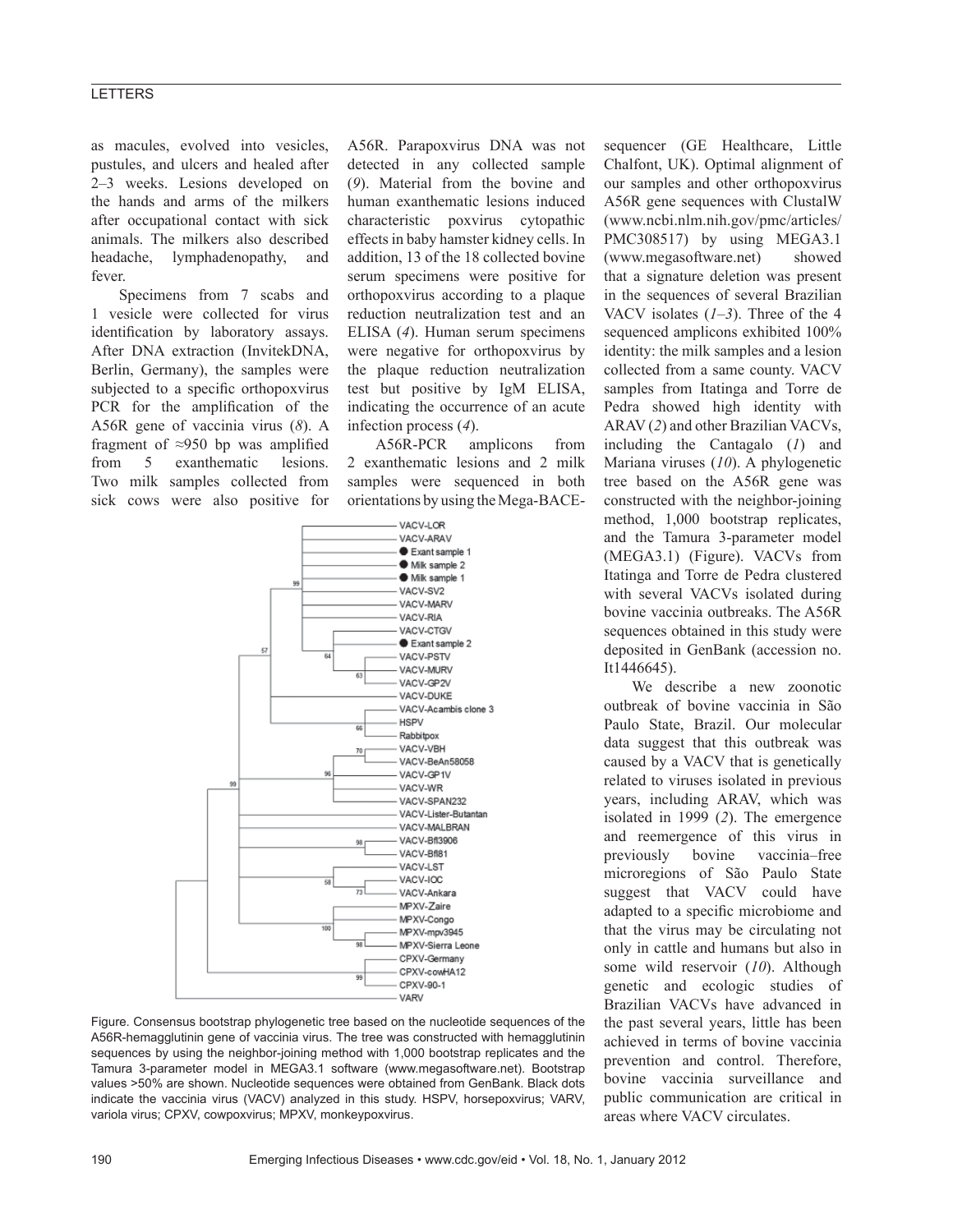as macules, evolved into vesicles, pustules, and ulcers and healed after 2–3 weeks. Lesions developed on the hands and arms of the milkers after occupational contact with sick animals. The milkers also described headache, lymphadenopathy, and fever.

Specimens from 7 scabs and 1 vesicle were collected for virus identification by laboratory assays. After DNA extraction (InvitekDNA, Berlin, Germany), the samples were subjected to a specific orthopoxvirus PCR for the amplification of the A56R gene of vaccinia virus (*8*). A fragment of ≈950 bp was amplified from 5 exanthematic lesions. Two milk samples collected from sick cows were also positive for A56R. Parapoxvirus DNA was not detected in any collected sample (*9*). Material from the bovine and human exanthematic lesions induced characteristic poxvirus cytopathic effects in baby hamster kidney cells. In addition, 13 of the 18 collected bovine serum specimens were positive for orthopoxvirus according to a plaque reduction neutralization test and an ELISA (*4*). Human serum specimens were negative for orthopoxvirus by the plaque reduction neutralization test but positive by IgM ELISA, indicating the occurrence of an acute infection process (*4*).

A56R-PCR amplicons from 2 exanthematic lesions and 2 milk samples were sequenced in both orientations by using the Mega-BACE-sequencer (GE Healthcare, Little Chalfont, UK). Optimal alignment of our samples and other orthopoxvirus A56R gene sequences with ClustalW (www.ncbi.nlm.nih.gov/pmc/articles/PMC308517) by using MEGA3.1 (www.megasoftware.net) showed that a signature deletion was present in the sequences of several Brazilian VACV isolates (*1*–*3*). Three of the 4 sequenced amplicons exhibited 100% identity: the milk samples and a lesion collected from a same county. VACV samples from Itatinga and Torre de Pedra showed high identity with ARAV (*2*) and other Brazilian VACVs, including the Cantagalo (*1*) and Mariana viruses (*10*). A phylogenetic tree based on the A56R gene was constructed with the neighbor-joining method, 1,000 bootstrap replicates, and the Tamura 3-parameter model (MEGA3.1) (Figure). VACVs from Itatinga and Torre de Pedra clustered with several VACVs isolated during bovine vaccinia outbreaks. The A56R sequences obtained in this study were deposited in GenBank (accession no. It1446645).

Figure. Consensus bootstrap phylogenetic tree based on the nucleotide sequences of the A56R-hemagglutinin gene of vaccinia virus. The tree was constructed with hemagglutinin sequences by using the neighbor-joining method with 1,000 bootstrap replicates and the Tamura 3-parameter model in MEGA3.1 software (www.megasoftware.net). Bootstrap values >50% are shown. Nucleotide sequences were obtained from GenBank. Black dots indicate the vaccinia virus (VACV) analyzed in this study. HSPV, horsepoxvirus; VARV, variola virus; CPXV, cowpoxvirus; MPXV, monkeypoxvirus.

We describe a new zoonotic outbreak of bovine vaccinia in São Paulo State, Brazil. Our molecular data suggest that this outbreak was caused by a VACV that is genetically related to viruses isolated in previous years, including ARAV, which was isolated in 1999 (*2*). The emergence and reemergence of this virus in previously bovine vaccinia–free microregions of São Paulo State suggest that VACV could have adapted to a specific microbiome and that the virus may be circulating not only in cattle and humans but also in some wild reservoir (*10*). Although genetic and ecologic studies of Brazilian VACVs have advanced in the past several years, little has been achieved in terms of bovine vaccinia prevention and control. Therefore, bovine vaccinia surveillance and public communication are critical in areas where VACV circulates.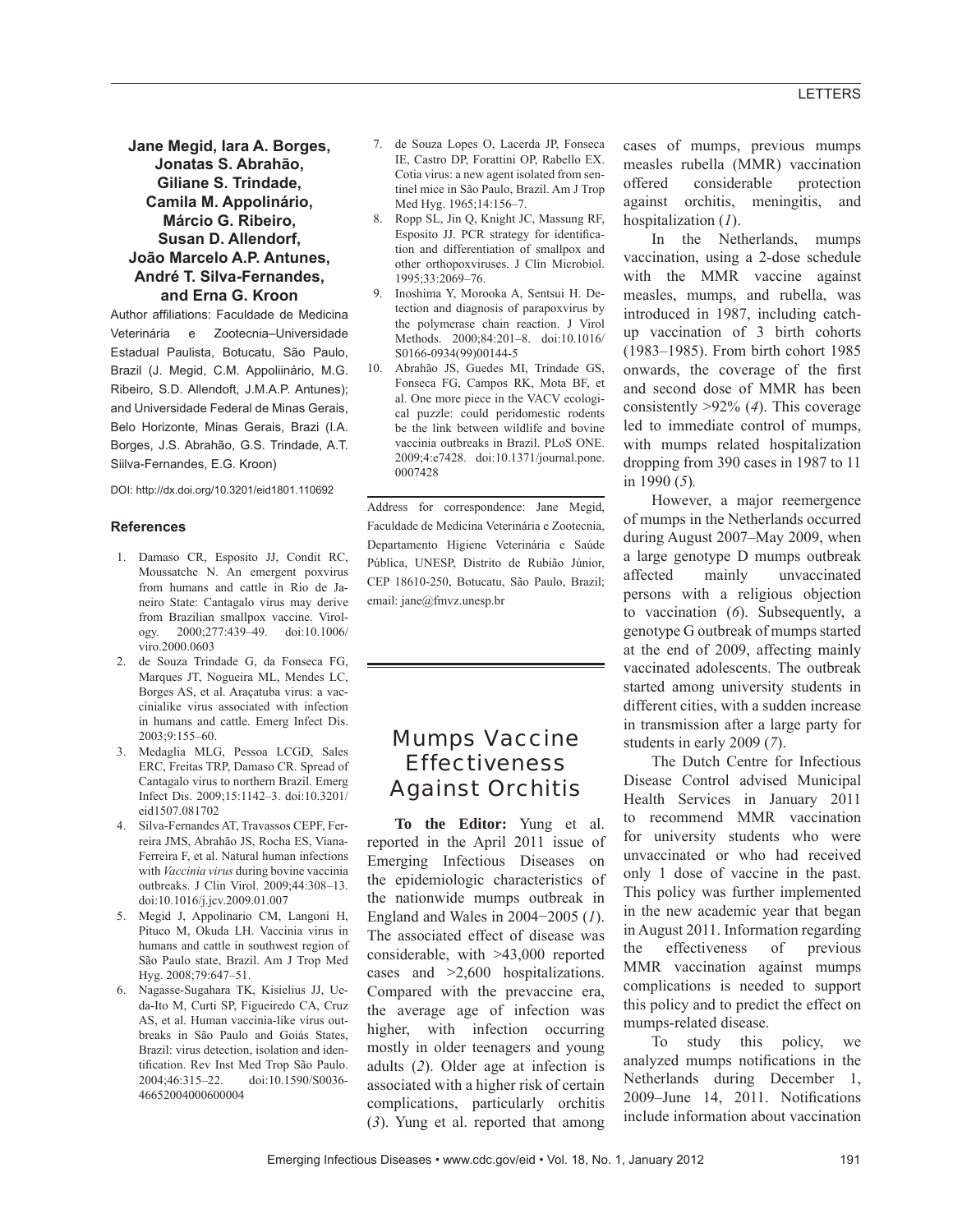**Jane Megid, Iara A. Borges, Jonatas S. Abrahão, Giliane S. Trindade, Camila M. Appolinário, Márcio G. Ribeiro, Susan D. Allendorf, João Marcelo A.P. Antunes, André T. Silva-Fernandes, and Erna G. Kroon**

Author affiliations: Faculdade de Medicina Veterinária e Zootecnia–Universidade Estadual Paulista, Botucatu, São Paulo, Brazil (J. Megid, C.M. Appoliinário, M.G. Ribeiro, S.D. Allendoft, J.M.A.P. Antunes); and Universidade Federal de Minas Gerais, Belo Horizonte, Minas Gerais, Brazi (I.A. Borges, J.S. Abrahão, G.S. Trindade, A.T. Siilva-Fernandes, E.G. Kroon)

DOI: http://dx.doi.org/10.3201/eid1801.110692

### References

1. Damaso CR, Esposito JJ, Condit RC, Moussatche N. An emergent poxvirus from humans and cattle in Rio de Janeiro State: Cantagalo virus may derive from Brazilian smallpox vaccine. Virology. 2000;277:439–49. doi:10.1006/viro.2000.0603
2. de Souza Trindade G, da Fonseca FG, Marques JT, Nogueira ML, Mendes LC, Borges AS, et al. Araçatuba virus: a vaccinialike virus associated with infection in humans and cattle. Emerg Infect Dis. 2003;9:155–60.
3. Medaglia MLG, Pessoa LCGD, Sales ERC, Freitas TRP, Damaso CR. Spread of Cantagalo virus to northern Brazil. Emerg Infect Dis. 2009;15:1142–3. doi:10.3201/eid1507.081702
4. Silva-Fernandes AT, Travassos CEPF, Ferreira JMS, Abrahão JS, Rocha ES, Viana-Ferreira F, et al. Natural human infections with *Vaccinia virus* during bovine vaccinia outbreaks. J Clin Virol. 2009;44:308–13. doi:10.1016/j.jcv.2009.01.007
5. Megid J, Appolinario CM, Langoni H, Pituco M, Okuda LH. Vaccinia virus in humans and cattle in southwest region of São Paulo state, Brazil. Am J Trop Med Hyg. 2008;79:647–51.
6. Nagasse-Sugahara TK, Kisielius JJ, Ueda-Ito M, Curti SP, Figueiredo CA, Cruz AS, et al. Human vaccinia-like virus outbreaks in São Paulo and Goiás States, Brazil: virus detection, isolation and identification. Rev Inst Med Trop São Paulo. 2004;46:315–22. doi:10.1590/S0036-46652004000600004
7. de Souza Lopes O, Lacerda JP, Fonseca IE, Castro DP, Forattini OP, Rabello EX. Cotia virus: a new agent isolated from sentinel mice in São Paulo, Brazil. Am J Trop Med Hyg. 1965;14:156–7.
8. Ropp SL, Jin Q, Knight JC, Massung RF, Esposito JJ. PCR strategy for identification and differentiation of smallpox and other orthopoxviruses. J Clin Microbiol. 1995;33:2069–76.
9. Inoshima Y, Morooka A, Sentsui H. Detection and diagnosis of parapoxvirus by the polymerase chain reaction. J Virol Methods. 2000;84:201–8. doi:10.1016/S0166-0934(99)00144-5
10. Abrahão JS, Guedes MI, Trindade GS, Fonseca FG, Campos RK, Mota BF, et al. One more piece in the VACV ecological puzzle: could peridomestic rodents be the link between wildlife and bovine vaccinia outbreaks in Brazil. PLoS ONE. 2009;4:e7428. doi:10.1371/journal.pone.0007428

Address for correspondence: Jane Megid, Faculdade de Medicina Veterinária e Zootecnia, Departamento Higiene Veterinária e Saúde Pública, UNESP, Distrito de Rubião Júnior, CEP 18610-250, Botucatu, São Paulo, Brazil; email: jane@fmvz.unesp.br

---

# Mumps Vaccine Effectiveness Against Orchitis

**To the Editor:** Yung et al. reported in the April 2011 issue of Emerging Infectious Diseases on the epidemiologic characteristics of the nationwide mumps outbreak in England and Wales in 2004−2005 (*1*). The associated effect of disease was considerable, with >43,000 reported cases and >2,600 hospitalizations. Compared with the prevaccine era, the average age of infection was higher, with infection occurring mostly in older teenagers and young adults (*2*). Older age at infection is associated with a higher risk of certain complications, particularly orchitis (*3*). Yung et al. reported that among cases of mumps, previous mumps measles rubella (MMR) vaccination offered considerable protection against orchitis, meningitis, and hospitalization (*1*).

In the Netherlands, mumps vaccination, using a 2-dose schedule with the MMR vaccine against measles, mumps, and rubella, was introduced in 1987, including catch-up vaccination of 3 birth cohorts (1983–1985). From birth cohort 1985 onwards, the coverage of the first and second dose of MMR has been consistently >92% (*4*). This coverage led to immediate control of mumps, with mumps related hospitalization dropping from 390 cases in 1987 to 11 in 1990 (*5*).

However, a major reemergence of mumps in the Netherlands occurred during August 2007–May 2009, when a large genotype D mumps outbreak affected mainly unvaccinated persons with a religious objection to vaccination (*6*). Subsequently, a genotype G outbreak of mumps started at the end of 2009, affecting mainly vaccinated adolescents. The outbreak started among university students in different cities, with a sudden increase in transmission after a large party for students in early 2009 (*7*).

The Dutch Centre for Infectious Disease Control advised Municipal Health Services in January 2011 to recommend MMR vaccination for university students who were unvaccinated or who had received only 1 dose of vaccine in the past. This policy was further implemented in the new academic year that began in August 2011. Information regarding the effectiveness of previous MMR vaccination against mumps complications is needed to support this policy and to predict the effect on mumps-related disease.

To study this policy, we analyzed mumps notifications in the Netherlands during December 1, 2009–June 14, 2011. Notifications include information about vaccination